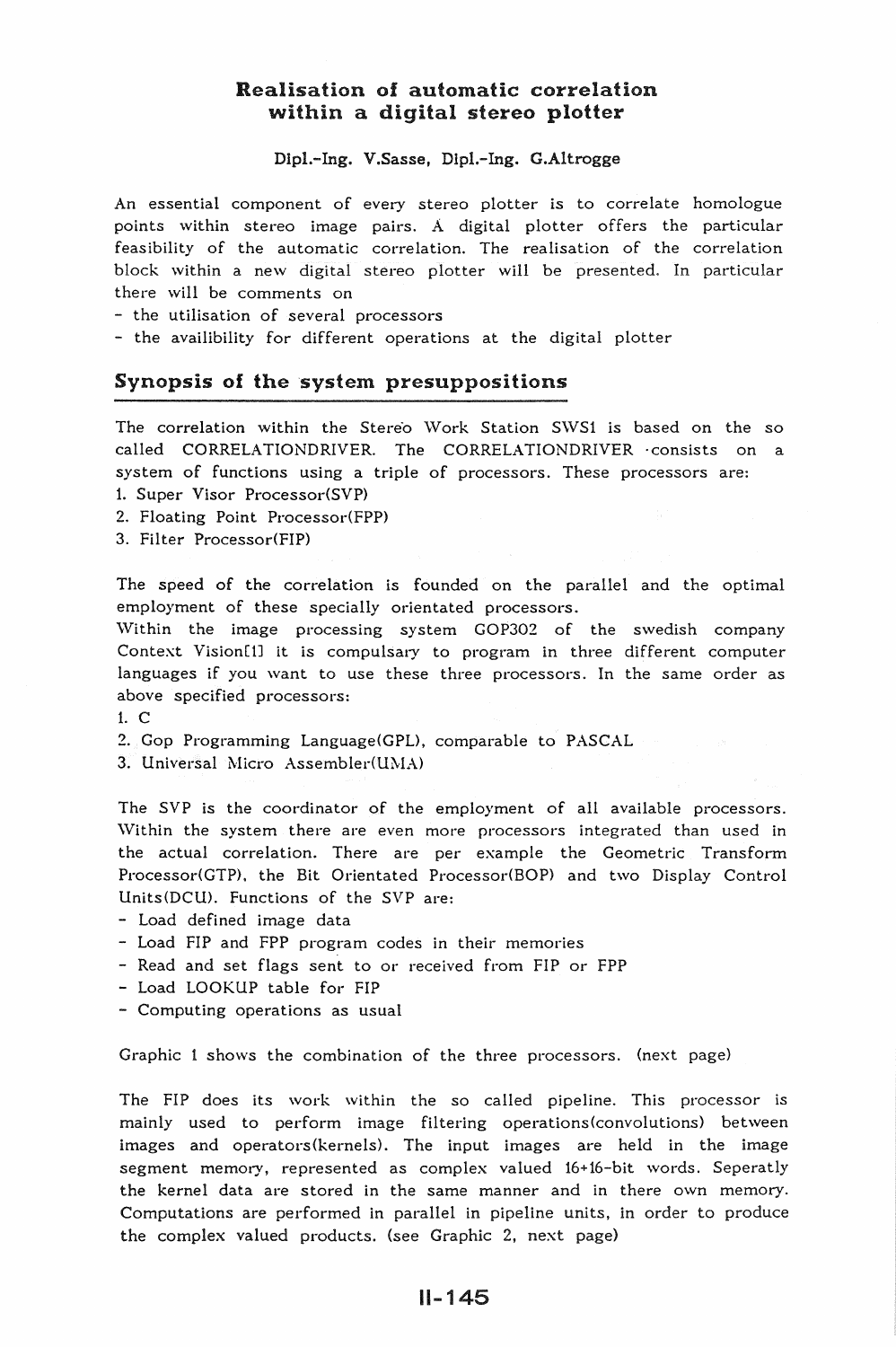# Realisation of automatic correlation within a digital stereo plotter

Dipl.-Ing. V.Sasse, Dipl.-Ing. G.Altrogge

An essential component of every stereo plotter is to correlate homologue points within stereo image pairs. A digital plotter offers the particular feasibility of the automatic correlation. The realisation of the correlation block within a new digital stereo plotter will be presented. In particular there will be comments on

- the utilisation of several processors
- the availibility for different operations at the digital plotter

## Synopsis of the system presuppositions

The correlation within the Stereo Work Station SWS1 is based on the so called CORRELATIONDRIVER. The CORRELATIONDRIVER consists on a system of functions using a triple of processors. These processors are:

1. Super Visor Processor(SVP)
2. Floating Point Processor(FPP)
3. Filter Processor(FIP)

The speed of the correlation is founded on the parallel and the optimal employment of these specially orientated processors.
Within the image processing system GOP302 of the swedish company Context Vision[1] it is compulsary to program in three different computer languages if you want to use these three processors. In the same order as above specified processors:

1. C
2. Gop Programming Language(GPL), comparable to PASCAL
3. Universal Micro Assembler(UMA)

The SVP is the coordinator of the employment of all available processors. Within the system there are even more processors integrated than used in the actual correlation. There are per example the Geometric Transform Processor(GTP), the Bit Orientated Processor(BOP) and two Display Control Units(DCU). Functions of the SVP are:

- Load defined image data
- Load FIP and FPP program codes in their memories
- Read and set flags sent to or received from FIP or FPP
- Load LOOKUP table for FIP
- Computing operations as usual

Graphic 1 shows the combination of the three processors. (next page)

The FIP does its work within the so called pipeline. This processor is mainly used to perform image filtering operations(convolutions) between images and operators(kernels). The input images are held in the image segment memory, represented as complex valued 16+16-bit words. Seperatly the kernel data are stored in the same manner and in there own memory. Computations are performed in parallel in pipeline units, in order to produce the complex valued products. (see Graphic 2, next page)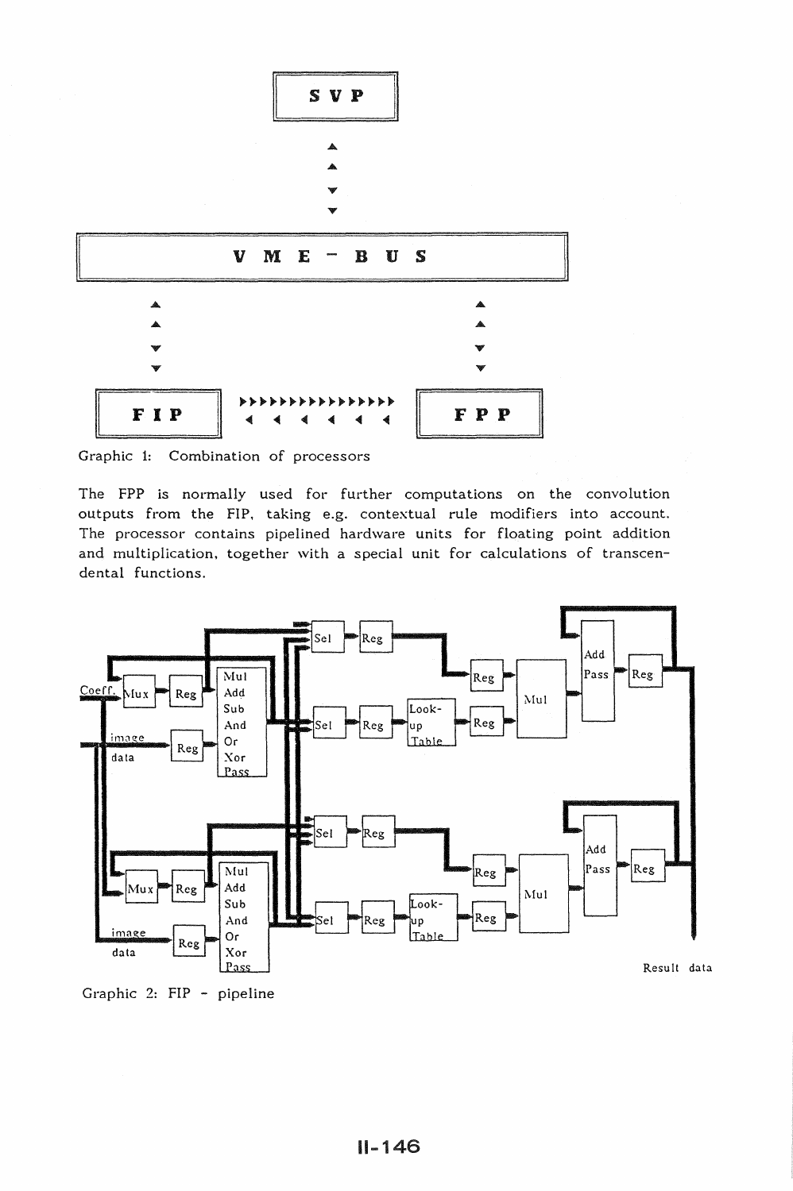Graphic 1: Combination of processors

The FPP is normally used for further computations on the convolution outputs from the FIP, taking e.g. contextual rule modifiers into account. The processor contains pipelined hardware units for floating point addition and multiplication, together with a special unit for calculations of transcendental functions.

Graphic 2: FIP - pipeline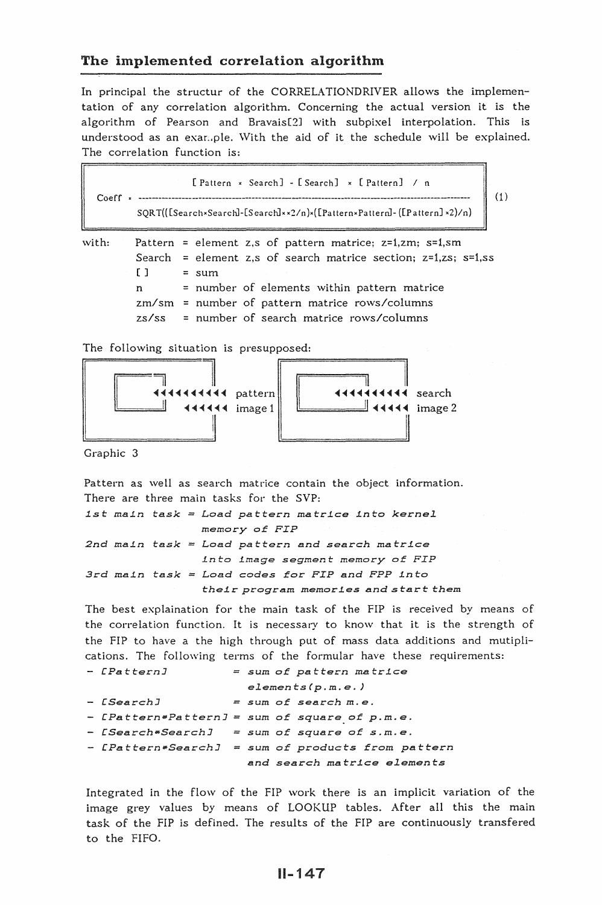## The implemented correlation algorithm

In principal the structur of the CORRELATIONDRIVER allows the implementation of any correlation algorithm. Concerning the actual version it is the algorithm of Pearson and Bravais[2] with subpixel interpolation. This is understood as an example. With the aid of it the schedule will be explained. The correlation function is:

$$\text{Coeff} = \frac{[\text{Pattern} \times \text{Search}] - [\text{Search}] \times [\text{Pattern}] / n}{\text{SQRT}(([\text{Search}\times\text{Search}]-[\text{Search}]^{**}2/n)\times([\text{Pattern}\times\text{Pattern}]-([\text{Pattern}]^{**}2)/n)} \qquad (1)$$

with:

| | | |
|---|---|---|
| Pattern | = | element z,s of pattern matrice; z=1,zm; s=1,sm |
| Search | = | element z,s of search matrice section; z=1,zs; s=1,ss |
| [ ] | = | sum |
| n | = | number of elements within pattern matrice |
| zm/sm | = | number of pattern matrice rows/columns |
| zs/ss | = | number of search matrice rows/columns |

The following situation is presupposed:

```
◄◄◄◄◄◄◄◄◄◄ pattern        ◄◄◄◄◄◄◄◄◄◄ search
◄◄◄◄◄◄ image 1             ◄◄◄◄◄ image 2
```

Graphic 3

Pattern as well as search matrice contain the object information.
There are three main tasks for the SVP:

*1st main task = Load pattern matrice into kernel memory of FIP*

*2nd main task = Load pattern and search matrice into image segment memory of FIP*

*3rd main task = Load codes for FIP and FPP into their program memories and start them*

The best explaination for the main task of the FIP is received by means of the correlation function. It is necessary to know that it is the strength of the FIP to have a the high through put of mass data additions and mutiplications. The following terms of the formular have these requirements:

- *[Pattern] = sum of pattern matrice elements(p.m.e.)*
- *[Search] = sum of search m.e.*
- *[Pattern*Pattern] = sum of square of p.m.e.*
- *[Search*Search] = sum of square of s.m.e.*
- *[Pattern*Search] = sum of products from pattern and search matrice elements*

Integrated in the flow of the FIP work there is an implicit variation of the image grey values by means of LOOKUP tables. After all this the main task of the FIP is defined. The results of the FIP are continuously transfered to the FIFO.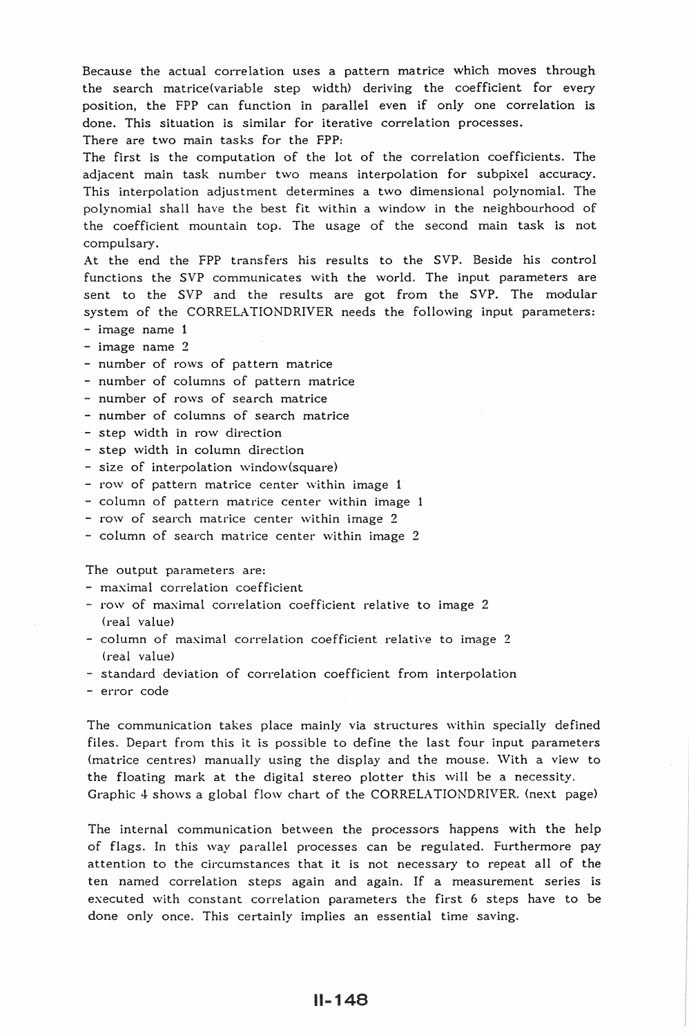Because the actual correlation uses a pattern matrice which moves through the search matrice(variable step width) deriving the coefficient for every position, the FPP can function in parallel even if only one correlation is done. This situation is similar for iterative correlation processes.
There are two main tasks for the FPP:
The first is the computation of the lot of the correlation coefficients. The adjacent main task number two means interpolation for subpixel accuracy. This interpolation adjustment determines a two dimensional polynomial. The polynomial shall have the best fit within a window in the neighbourhood of the coefficient mountain top. The usage of the second main task is not compulsary.
At the end the FPP transfers his results to the SVP. Beside his control functions the SVP communicates with the world. The input parameters are sent to the SVP and the results are got from the SVP. The modular system of the CORRELATIONDRIVER needs the following input parameters:

- image name 1
- image name 2
- number of rows of pattern matrice
- number of columns of pattern matrice
- number of rows of search matrice
- number of columns of search matrice
- step width in row direction
- step width in column direction
- size of interpolation window(square)
- row of pattern matrice center within image 1
- column of pattern matrice center within image 1
- row of search matrice center within image 2
- column of search matrice center within image 2

The output parameters are:

- maximal correlation coefficient
- row of maximal correlation coefficient relative to image 2 (real value)
- column of maximal correlation coefficient relative to image 2 (real value)
- standard deviation of correlation coefficient from interpolation
- error code

The communication takes place mainly via structures within specially defined files. Depart from this it is possible to define the last four input parameters (matrice centres) manually using the display and the mouse. With a view to the floating mark at the digital stereo plotter this will be a necessity.
Graphic 4 shows a global flow chart of the CORRELATIONDRIVER. (next page)

The internal communication between the processors happens with the help of flags. In this way parallel processes can be regulated. Furthermore pay attention to the circumstances that it is not necessary to repeat all of the ten named correlation steps again and again. If a measurement series is executed with constant correlation parameters the first 6 steps have to be done only once. This certainly implies an essential time saving.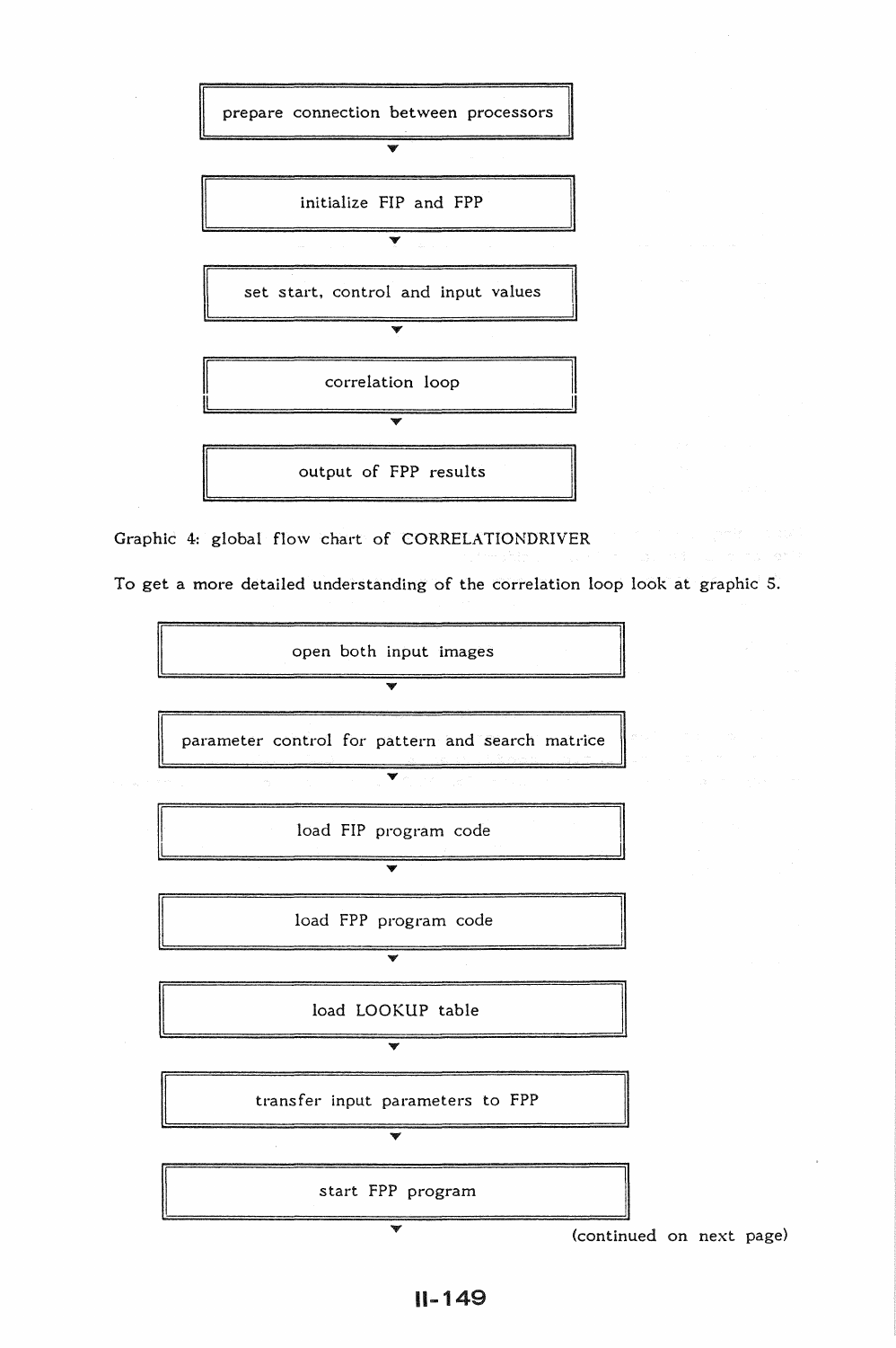prepare connection between processors

▼

initialize FIP and FPP

▼

set start, control and input values

▼

correlation loop

▼

output of FPP results

Graphic 4: global flow chart of CORRELATIONDRIVER

To get a more detailed understanding of the correlation loop look at graphic 5.

open both input images

▼

parameter control for pattern and search matrice

▼

load FIP program code

▼

load FPP program code

▼

load LOOKUP table

▼

transfer input parameters to FPP

▼

start FPP program

▼

(continued on next page)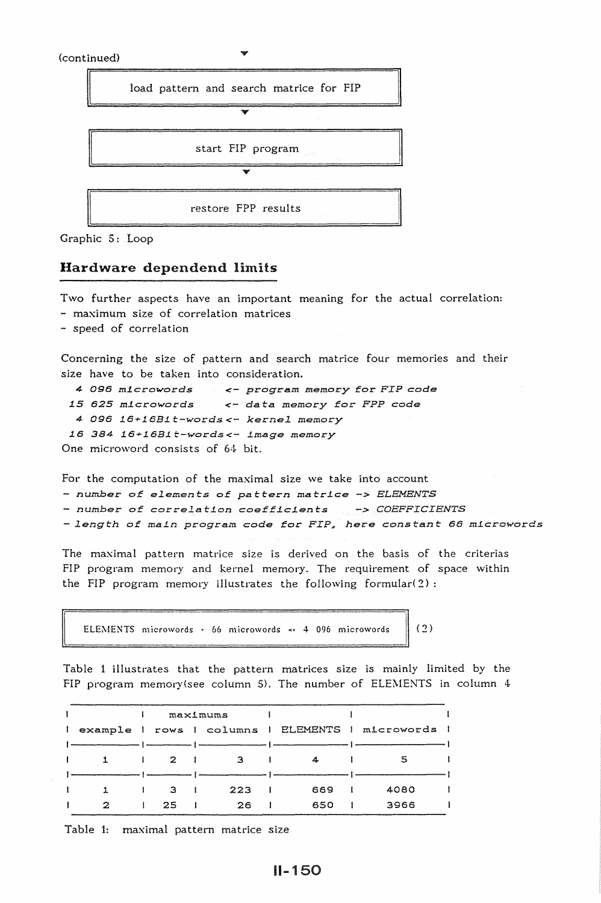(continued)

load pattern and search matrice for FIP

start FIP program

restore FPP results

Graphic 5: Loop

## Hardware dependend limits

Two further aspects have an important meaning for the actual correlation:
- maximum size of correlation matrices
- speed of correlation

Concerning the size of pattern and search matrice four memories and their size have to be taken into consideration.

*4 096 microwords* &lt;- *program memory for FIP code*
*15 625 microwords* &lt;- *data memory for FPP code*
*4 096 16+16Bit-words* &lt;- *kernel memory*
*16 384 16+16Bit-words* &lt;- *image memory*

One microword consists of 64 bit.

For the computation of the maximal size we take into account
- *number of elements of pattern matrice -> ELEMENTS*
- *number of correlation coefficients -> COEFFICIENTS*
- *length of main program code for FIP, here constant 66 microwords*

The maximal pattern matrice size is derived on the basis of the criterias FIP program memory and kernel memory. The requirement of space within the FIP program memory illustrates the following formular(2):

$$\text{ELEMENTS microwords} \cdot 66 \text{ microwords} \Leftarrow 4\,096 \text{ microwords} \qquad (2)$$

Table 1 illustrates that the pattern matrices size is mainly limited by the FIP program memory(see column 5). The number of ELEMENTS in column 4

| example | maximums rows | columns | ELEMENTS | microwords |
|---|---|---|---|---|
| 1 | 2 | 3 | 4 | 5 |
| 1 | 3 | 223 | 669 | 4080 |
| 2 | 25 | 26 | 650 | 3966 |

Table 1: maximal pattern matrice size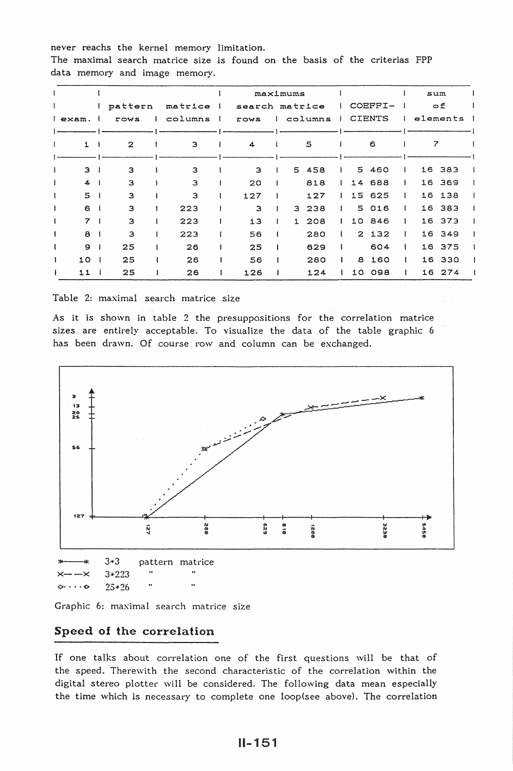never reaches the kernel memory limitation.
The maximal search matrice size is found on the basis of the criterias FPP data memory and image memory.

| exam. | pattern matrice rows | columns | maximums search matrice rows | columns | COEFFI-CIENTS | sum of elements |
|---|---|---|---|---|---|---|
| 1 | 2 | 3 | 4 | 5 | 6 | 7 |
| 3 | 3 | 3 | 3 | 5 458 | 5 460 | 16 383 |
| 4 | 3 | 3 | 20 | 818 | 14 688 | 16 369 |
| 5 | 3 | 3 | 127 | 127 | 15 625 | 16 138 |
| 6 | 3 | 223 | 3 | 3 238 | 5 016 | 16 383 |
| 7 | 3 | 223 | 13 | 1 208 | 10 846 | 16 373 |
| 8 | 3 | 223 | 56 | 280 | 2 132 | 16 349 |
| 9 | 25 | 26 | 25 | 629 | 604 | 16 375 |
| 10 | 25 | 26 | 56 | 280 | 8 160 | 16 330 |
| 11 | 25 | 26 | 126 | 124 | 10 098 | 16 274 |

Table 2: maximal search matrice size

As it is shown in table 2 the presuppositions for the correlation matrice sizes are entirely acceptable. To visualize the data of the table graphic 6 has been drawn. Of course row and column can be exchanged.

*——* 3*3 pattern matrice
x— —x 3*223 " "
◇· · · ◇ 25*26 " "

Graphic 6: maximal search matrice size

## Speed of the correlation

If one talks about correlation one of the first questions will be that of the speed. Therewith the second characteristic of the correlation within the digital stereo plotter will be considered. The following data mean especially the time which is necessary to complete one loop(see above). The correlation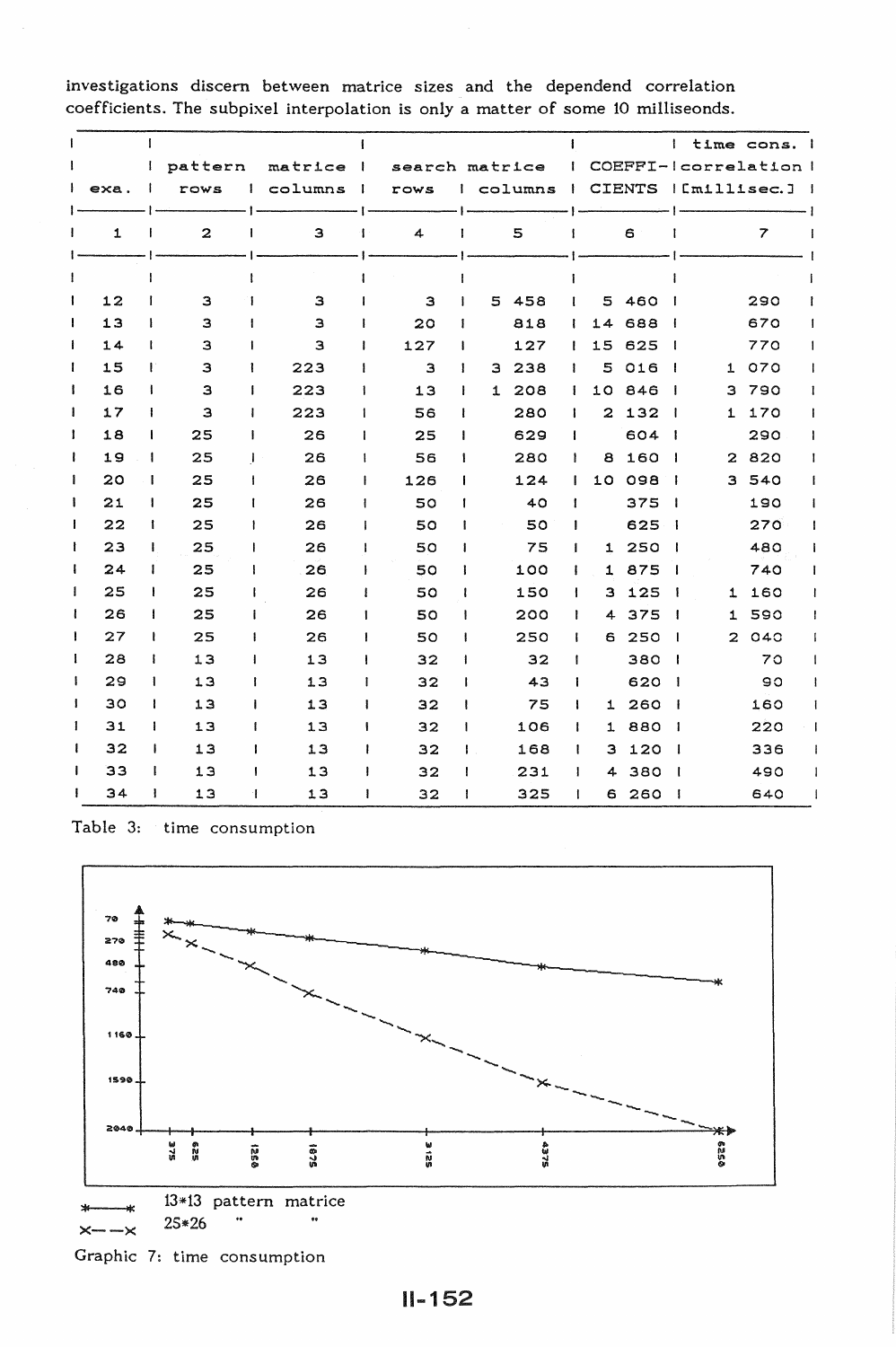investigations discern between matrice sizes and the dependend correlation coefficients. The subpixel interpolation is only a matter of some 10 milliseonds.

| exa. | pattern matrice rows | columns | search matrice rows | columns | COEFFI-CIENTS | time cons. correlation [millisec.] |
|---|---|---|---|---|---|---|
| 1 | 2 | 3 | 4 | 5 | 6 | 7 |
| 12 | 3 | 3 | 3 | 5 458 | 5 460 | 290 |
| 13 | 3 | 3 | 20 | 818 | 14 688 | 670 |
| 14 | 3 | 3 | 127 | 127 | 15 625 | 770 |
| 15 | 3 | 223 | 3 | 3 238 | 5 016 | 1 070 |
| 16 | 3 | 223 | 13 | 1 208 | 10 846 | 3 790 |
| 17 | 3 | 223 | 56 | 280 | 2 132 | 1 170 |
| 18 | 25 | 26 | 25 | 629 | 604 | 290 |
| 19 | 25 | 26 | 56 | 280 | 8 160 | 2 820 |
| 20 | 25 | 26 | 126 | 124 | 10 098 | 3 540 |
| 21 | 25 | 26 | 50 | 40 | 375 | 190 |
| 22 | 25 | 26 | 50 | 50 | 625 | 270 |
| 23 | 25 | 26 | 50 | 75 | 1 250 | 480 |
| 24 | 25 | 26 | 50 | 100 | 1 875 | 740 |
| 25 | 25 | 26 | 50 | 150 | 3 125 | 1 160 |
| 26 | 25 | 26 | 50 | 200 | 4 375 | 1 590 |
| 27 | 25 | 26 | 50 | 250 | 6 250 | 2 040 |
| 28 | 13 | 13 | 32 | 32 | 380 | 70 |
| 29 | 13 | 13 | 32 | 43 | 620 | 90 |
| 30 | 13 | 13 | 32 | 75 | 1 260 | 160 |
| 31 | 13 | 13 | 32 | 106 | 1 880 | 220 |
| 32 | 13 | 13 | 32 | 168 | 3 120 | 336 |
| 33 | 13 | 13 | 32 | 231 | 4 380 | 490 |
| 34 | 13 | 13 | 32 | 325 | 6 260 | 640 |

Table 3: time consumption

*——* 13\*13 pattern matrice

x– –x 25\*26 " "

Graphic 7: time consumption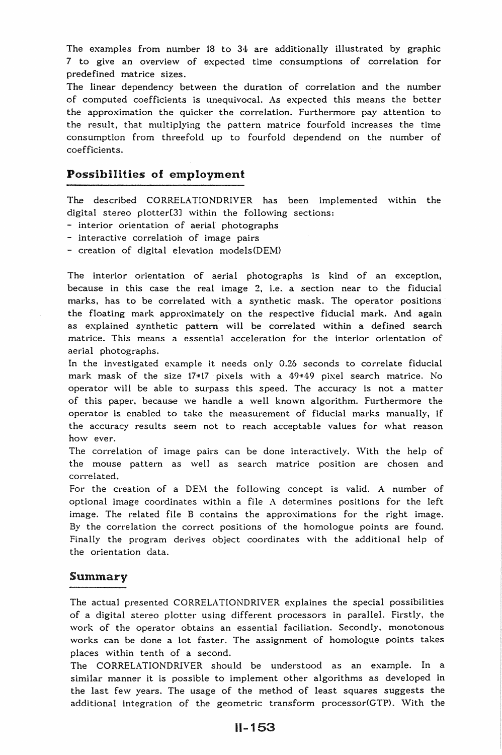The examples from number 18 to 34 are additionally illustrated by graphic 7 to give an overview of expected time consumptions of correlation for predefined matrice sizes.
The linear dependency between the duration of correlation and the number of computed coefficients is unequivocal. As expected this means the better the approximation the quicker the correlation. Furthermore pay attention to the result, that multiplying the pattern matrice fourfold increases the time consumption from threefold up to fourfold dependend on the number of coefficients.

## Possibilities of employment

The described CORRELATIONDRIVER has been implemented within the digital stereo plotter[3] within the following sections:
- interior orientation of aerial photographs
- interactive correlation of image pairs
- creation of digital elevation models(DEM)

The interior orientation of aerial photographs is kind of an exception, because in this case the real image 2, i.e. a section near to the fiducial marks, has to be correlated with a synthetic mask. The operator positions the floating mark approximately on the respective fiducial mark. And again as explained synthetic pattern will be correlated within a defined search matrice. This means a essential acceleration for the interior orientation of aerial photographs.
In the investigated example it needs only 0.26 seconds to correlate fiducial mark mask of the size 17*17 pixels with a 49*49 pixel search matrice. No operator will be able to surpass this speed. The accuracy is not a matter of this paper, because we handle a well known algorithm. Furthermore the operator is enabled to take the measurement of fiducial marks manually, if the accuracy results seem not to reach acceptable values for what reason how ever.
The correlation of image pairs can be done interactively. With the help of the mouse pattern as well as search matrice position are chosen and correlated.
For the creation of a DEM the following concept is valid. A number of optional image coordinates within a file A determines positions for the left image. The related file B contains the approximations for the right image. By the correlation the correct positions of the homologue points are found. Finally the program derives object coordinates with the additional help of the orientation data.

## Summary

The actual presented CORRELATIONDRIVER explaines the special possibilities of a digital stereo plotter using different processors in parallel. Firstly, the work of the operator obtains an essential faciliation. Secondly, monotonous works can be done a lot faster. The assignment of homologue points takes places within tenth of a second.
The CORRELATIONDRIVER should be understood as an example. In a similar manner it is possible to implement other algorithms as developed in the last few years. The usage of the method of least squares suggests the additional integration of the geometric transform processor(GTP). With the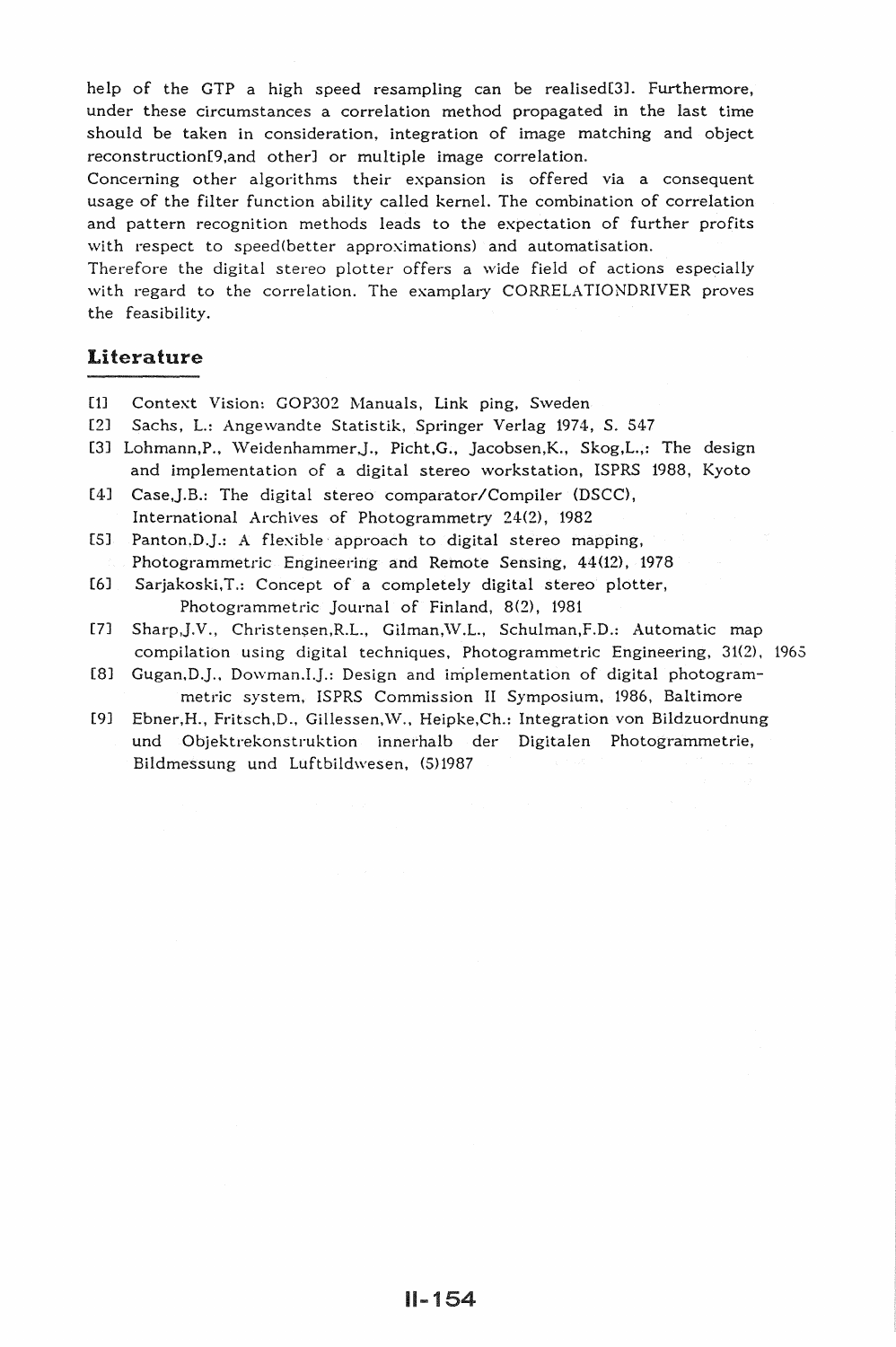help of the GTP a high speed resampling can be realised[3]. Furthermore, under these circumstances a correlation method propagated in the last time should be taken in consideration, integration of image matching and object reconstruction[9,and other] or multiple image correlation.

Concerning other algorithms their expansion is offered via a consequent usage of the filter function ability called kernel. The combination of correlation and pattern recognition methods leads to the expectation of further profits with respect to speed(better approximations) and automatisation.

Therefore the digital stereo plotter offers a wide field of actions especially with regard to the correlation. The examplary CORRELATIONDRIVER proves the feasibility.

## Literature

[1] Context Vision: GOP302 Manuals, Link ping, Sweden

[2] Sachs, L.: Angewandte Statistik, Springer Verlag 1974, S. 547

[3] Lohmann,P., Weidenhammer,J., Picht,G., Jacobsen,K., Skog,L.,: The design and implementation of a digital stereo workstation, ISPRS 1988, Kyoto

[4] Case,J.B.: The digital stereo comparator/Compiler (DSCC), International Archives of Photogrammetry 24(2), 1982

[5] Panton,D.J.: A flexible approach to digital stereo mapping, Photogrammetric Engineering and Remote Sensing, 44(12), 1978

[6] Sarjakoski,T.: Concept of a completely digital stereo plotter, Photogrammetric Journal of Finland, 8(2), 1981

[7] Sharp,J.V., Christensen,R.L., Gilman,W.L., Schulman,F.D.: Automatic map compilation using digital techniques, Photogrammetric Engineering, 31(2), 1965

[8] Gugan,D.J., Dowman,I.J.: Design and implementation of digital photogrammetric system, ISPRS Commission II Symposium, 1986, Baltimore

[9] Ebner,H., Fritsch,D., Gillessen,W., Heipke,Ch.: Integration von Bildzuordnung und Objektrekonstruktion innerhalb der Digitalen Photogrammetrie, Bildmessung und Luftbildwesen, (5)1987